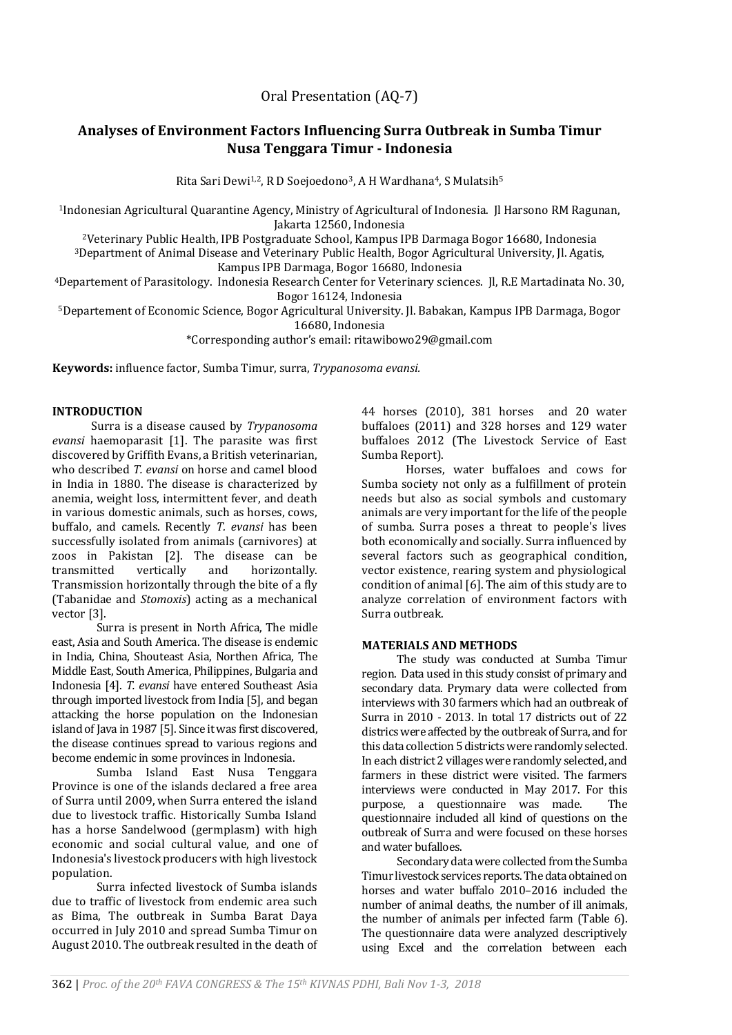Oral Presentation (AQ-7)

# Analyses of Environment Factors Influencing Surra Outbreak in Sumba Timur Nusa Tenggara Timur - Indonesia

Rita Sari Dewi[1,2], R D Soejoedono[3], A H Wardhana[4], S Mulatsih[5]

[1]Indonesian Agricultural Quarantine Agency, Ministry of Agricultural of Indonesia. Jl Harsono RM Ragunan, Jakarta 12560, Indonesia

[2]Veterinary Public Health, IPB Postgraduate School, Kampus IPB Darmaga Bogor 16680, Indonesia

[3]Department of Animal Disease and Veterinary Public Health, Bogor Agricultural University, Jl. Agatis, Kampus IPB Darmaga, Bogor 16680, Indonesia

[4]Departement of Parasitology. Indonesia Research Center for Veterinary sciences. Jl, R.E Martadinata No. 30, Bogor 16124, Indonesia

[5]Departement of Economic Science, Bogor Agricultural University. Jl. Babakan, Kampus IPB Darmaga, Bogor 16680, Indonesia

*Corresponding author's email: ritawibowo29@gmail.com

**Keywords:** influence factor, Sumba Timur, surra, *Trypanosoma evansi.*

## INTRODUCTION

Surra is a disease caused by *Trypanosoma evansi* haemoparasit [1]. The parasite was first discovered by Griffith Evans, a British veterinarian, who described *T. evansi* on horse and camel blood in India in 1880. The disease is characterized by anemia, weight loss, intermittent fever, and death in various domestic animals, such as horses, cows, buffalo, and camels. Recently *T. evansi* has been successfully isolated from animals (carnivores) at zoos in Pakistan [2]. The disease can be transmitted vertically and horizontally. Transmission horizontally through the bite of a fly (Tabanidae and *Stomoxis*) acting as a mechanical vector [3].

Surra is present in North Africa, The midle east, Asia and South America. The disease is endemic in India, China, Shouteast Asia, Northen Africa, The Middle East, South America, Philippines, Bulgaria and Indonesia [4]. *T. evansi* have entered Southeast Asia through imported livestock from India [5], and began attacking the horse population on the Indonesian island of Java in 1987 [5]. Since it was first discovered, the disease continues spread to various regions and become endemic in some provinces in Indonesia.

Sumba Island East Nusa Tenggara Province is one of the islands declared a free area of Surra until 2009, when Surra entered the island due to livestock traffic. Historically Sumba Island has a horse Sandelwood (germplasm) with high economic and social cultural value, and one of Indonesia's livestock producers with high livestock population.

Surra infected livestock of Sumba islands due to traffic of livestock from endemic area such as Bima, The outbreak in Sumba Barat Daya occurred in July 2010 and spread Sumba Timur on August 2010. The outbreak resulted in the death of 44 horses (2010), 381 horses and 20 water buffaloes (2011) and 328 horses and 129 water buffaloes 2012 (The Livestock Service of East Sumba Report).

Horses, water buffaloes and cows for Sumba society not only as a fulfillment of protein needs but also as social symbols and customary animals are very important for the life of the people of sumba. Surra poses a threat to people's lives both economically and socially. Surra influenced by several factors such as geographical condition, vector existence, rearing system and physiological condition of animal [6]. The aim of this study are to analyze correlation of environment factors with Surra outbreak.

## MATERIALS AND METHODS

The study was conducted at Sumba Timur region. Data used in this study consist of primary and secondary data. Prymary data were collected from interviews with 30 farmers which had an outbreak of Surra in 2010 - 2013. In total 17 districts out of 22 districs were affected by the outbreak of Surra, and for this data collection 5 districts were randomly selected. In each district 2 villages were randomly selected, and farmers in these district were visited. The farmers interviews were conducted in May 2017. For this purpose, a questionnaire was made. The questionnaire included all kind of questions on the outbreak of Surra and were focused on these horses and water bufalloes.

Secondary data were collected from the Sumba Timur livestock services reports. The data obtained on horses and water buffalo 2010–2016 included the number of animal deaths, the number of ill animals, the number of animals per infected farm (Table 6). The questionnaire data were analyzed descriptively using Excel and the correlation between each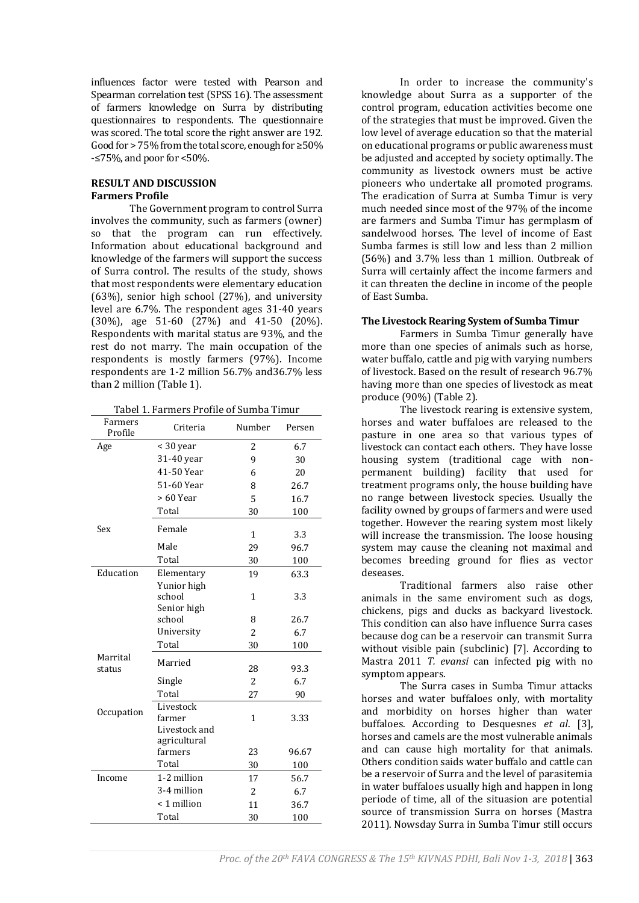influences factor were tested with Pearson and Spearman correlation test (SPSS 16). The assessment of farmers knowledge on Surra by distributing questionnaires to respondents. The questionnaire was scored. The total score the right answer are 192. Good for > 75% from the total score, enough for ≥50% -≤75%, and poor for <50%.

## RESULT AND DISCUSSION

### Farmers Profile

The Government program to control Surra involves the community, such as farmers (owner) so that the program can run effectively. Information about educational background and knowledge of the farmers will support the success of Surra control. The results of the study, shows that most respondents were elementary education (63%), senior high school (27%), and university level are 6.7%. The respondent ages 31-40 years (30%), age 51-60 (27%) and 41-50 (20%). Respondents with marital status are 93%, and the rest do not marry. The main occupation of the respondents is mostly farmers (97%). Income respondents are 1-2 million 56.7% and36.7% less than 2 million (Table 1).

Tabel 1. Farmers Profile of Sumba Timur

| Farmers Profile | Criteria | Number | Persen |
|---|---|---|---|
| Age | < 30 year | 2 | 6.7 |
| | 31-40 year | 9 | 30 |
| | 41-50 Year | 6 | 20 |
| | 51-60 Year | 8 | 26.7 |
| | > 60 Year | 5 | 16.7 |
| | Total | 30 | 100 |
| Sex | Female | 1 | 3.3 |
| | Male | 29 | 96.7 |
| | Total | 30 | 100 |
| Education | Elementary | 19 | 63.3 |
| | Yunior high school | 1 | 3.3 |
| | Senior high school | 8 | 26.7 |
| | University | 2 | 6.7 |
| | Total | 30 | 100 |
| Marrital status | Married | 28 | 93.3 |
| | Single | 2 | 6.7 |
| | Total | 27 | 90 |
| Occupation | Livestock farmer | 1 | 3.33 |
| | Livestock and agricultural farmers | 23 | 96.67 |
| | Total | 30 | 100 |
| Income | 1-2 million | 17 | 56.7 |
| | 3-4 million | 2 | 6.7 |
| | < 1 million | 11 | 36.7 |
| | Total | 30 | 100 |

In order to increase the community's knowledge about Surra as a supporter of the control program, education activities become one of the strategies that must be improved. Given the low level of average education so that the material on educational programs or public awareness must be adjusted and accepted by society optimally. The community as livestock owners must be active pioneers who undertake all promoted programs. The eradication of Surra at Sumba Timur is very much needed since most of the 97% of the income are farmers and Sumba Timur has germplasm of sandelwood horses. The level of income of East Sumba farmes is still low and less than 2 million (56%) and 3.7% less than 1 million. Outbreak of Surra will certainly affect the income farmers and it can threaten the decline in income of the people of East Sumba.

### The Livestock Rearing System of Sumba Timur

Farmers in Sumba Timur generally have more than one species of animals such as horse, water buffalo, cattle and pig with varying numbers of livestock. Based on the result of research 96.7% having more than one species of livestock as meat produce (90%) (Table 2).

The livestock rearing is extensive system, horses and water buffaloes are released to the pasture in one area so that various types of livestock can contact each others. They have losse housing system (traditional cage with non-permanent building) facility that used for treatment programs only, the house building have no range between livestock species. Usually the facility owned by groups of farmers and were used together. However the rearing system most likely will increase the transmission. The loose housing system may cause the cleaning not maximal and becomes breeding ground for flies as vector deseases.

Traditional farmers also raise other animals in the same enviroment such as dogs, chickens, pigs and ducks as backyard livestock. This condition can also have influence Surra cases because dog can be a reservoir can transmit Surra without visible pain (subclinic) [7]. According to Mastra 2011 *T. evansi* can infected pig with no symptom appears.

The Surra cases in Sumba Timur attacks horses and water buffaloes only, with mortality and morbidity on horses higher than water buffaloes. According to Desquesnes *et al*. [3], horses and camels are the most vulnerable animals and can cause high mortality for that animals. Others condition saids water buffalo and cattle can be a reservoir of Surra and the level of parasitemia in water buffaloes usually high and happen in long periode of time, all of the situasion are potential source of transmission Surra on horses (Mastra 2011). Nowsday Surra in Sumba Timur still occurs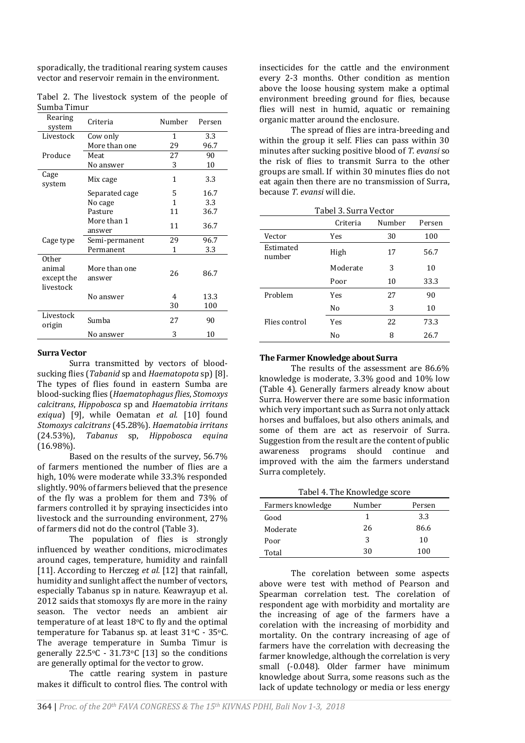sporadically, the traditional rearing system causes vector and reservoir remain in the environment.

Tabel 2. The livestock system of the people of Sumba Timur

| Rearing system | Criteria | Number | Persen |
|---|---|---|---|
| Livestock | Cow only | 1 | 3.3 |
| | More than one | 29 | 96.7 |
| Produce | Meat | 27 | 90 |
| | No answer | 3 | 10 |
| Cage system | Mix cage | 1 | 3.3 |
| | Separated cage | 5 | 16.7 |
| | No cage | 1 | 3.3 |
| | Pasture | 11 | 36.7 |
| | More than 1 answer | 11 | 36.7 |
| Cage type | Semi-permanent | 29 | 96.7 |
| | Permanent | 1 | 3.3 |
| Other animal except the livestock | More than one answer | 26 | 86.7 |
| | No answer | 4 | 13.3 |
| | | 30 | 100 |
| Livestock origin | Sumba | 27 | 90 |
| | No answer | 3 | 10 |

**Surra Vector**

Surra transmitted by vectors of blood-sucking flies (*Tabanid* sp and *Haematopota* sp) [8]. The types of flies found in eastern Sumba are blood-sucking flies (*Haematophagus flies*, *Stomoxys calcitrans*, *Hippobosca* sp and *Haematobia irritans exiqua*) [9], while Oematan *et al.* [10] found *Stomoxys calcitrans* (45.28%). *Haematobia irritans* (24.53%), *Tabanus* sp, *Hippobosca equina* (16.98%).

Based on the results of the survey, 56.7% of farmers mentioned the number of flies are a high, 10% were moderate while 33.3% responded slightly. 90% of farmers believed that the presence of the fly was a problem for them and 73% of farmers controlled it by spraying insecticides into livestock and the surrounding environment, 27% of farmers did not do the control (Table 3).

The population of flies is strongly influenced by weather conditions, microclimates around cages, temperature, humidity and rainfall [11]. According to Herczeg *et al.* [12] that rainfall, humidity and sunlight affect the number of vectors, especially Tabanus sp in nature. Keawrayup et al. 2012 saids that stomoxys fly are more in the rainy season. The vector needs an ambient air temperature of at least 18°C to fly and the optimal temperature for Tabanus sp. at least 31°C - 35°C. The average temperature in Sumba Timur is generally 22.5°C - 31.73°C [13] so the conditions are generally optimal for the vector to grow.

The cattle rearing system in pasture makes it difficult to control flies. The control with insecticides for the cattle and the environment every 2-3 months. Other condition as mention above the loose housing system make a optimal environment breeding ground for flies, because flies will nest in humid, aquatic or remaining organic matter around the enclosure.

The spread of flies are intra-breeding and within the group it self. Flies can pass within 30 minutes after sucking positive blood of *T. evansi* so the risk of flies to transmit Surra to the other groups are small. If within 30 minutes flies do not eat again then there are no transmission of Surra, because *T. evansi* will die.

Tabel 3. Surra Vector

| | Criteria | Number | Persen |
|---|---|---|---|
| Vector | Yes | 30 | 100 |
| Estimated number | High | 17 | 56.7 |
| | Moderate | 3 | 10 |
| | Poor | 10 | 33.3 |
| Problem | Yes | 27 | 90 |
| | No | 3 | 10 |
| Flies control | Yes | 22 | 73.3 |
| | No | 8 | 26.7 |

**The Farmer Knowledge about Surra**

The results of the assessment are 86.6% knowledge is moderate, 3.3% good and 10% low (Table 4). Generally farmers already know about Surra. Howerver there are some basic information which very important such as Surra not only attack horses and buffaloes, but also others animals, and some of them are act as reservoir of Surra. Suggestion from the result are the content of public awareness programs should continue and improved with the aim the farmers understand Surra completely.

Tabel 4. The Knowledge score

| Farmers knowledge | Number | Persen |
|---|---|---|
| Good | 1 | 3.3 |
| Moderate | 26 | 86.6 |
| Poor | 3 | 10 |
| Total | 30 | 100 |

The corelation between some aspects above were test with method of Pearson and Spearman correlation test. The corelation of respondent age with morbidity and mortality are the increasing of age of the farmers have a corelation with the increasing of morbidity and mortality. On the contrary increasing of age of farmers have the correlation with decreasing the farmer knowledge, although the correlation is very small (-0.048). Older farmer have minimum knowledge about Surra, some reasons such as the lack of update technology or media or less energy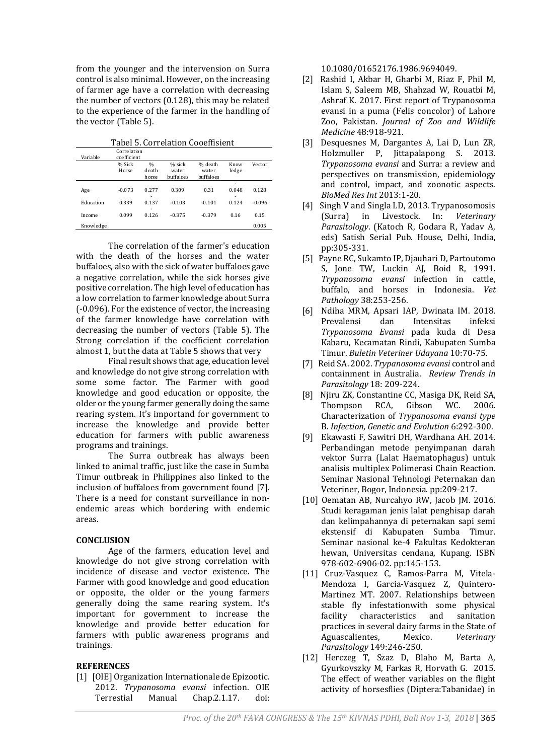from the younger and the intervension on Surra control is also minimal. However, on the increasing of farmer age have a correlation with decreasing the number of vectors (0.128), this may be related to the experience of the farmer in the handling of the vector (Table 5).

Tabel 5. Correlation Cooeffisient

| Variable | Correlation coefficient | | | | | |
|---|---|---|---|---|---|---|
| | % Sick Horse | % death horse | % sick water buffaloes | % death water buffaloes | Know ledge | Vector |
| Age | -0.073 | 0.277 | 0.309 | 0.31 | -0.048 | 0.128 |
| Education | 0.339 | -0.137 | -0.103 | -0.101 | -0.124 | -0.096 |
| Income | 0.099 | -0.126 | -0.375 | -0.379 | 0.16 | 0.15 |
| Knowledge | | | | | | 0.005 |

The correlation of the farmer's education with the death of the horses and the water buffaloes, also with the sick of water buffaloes gave a negative correlation, while the sick horses give positive correlation. The high level of education has a low correlation to farmer knowledge about Surra (-0.096). For the existence of vector, the increasing of the farmer knowledge have correlation with decreasing the number of vectors (Table 5). The Strong correlation if the coefficient correlation almost 1, but the data at Table 5 shows that very

Final result shows that age, education level and knowledge do not give strong correlation with some some factor. The Farmer with good knowledge and good education or opposite, the older or the young farmer generally doing the same rearing system. It's importand for government to increase the knowledge and provide better education for farmers with public awareness programs and trainings.

The Surra outbreak has always been linked to animal traffic, just like the case in Sumba Timur outbreak in Philippines also linked to the inclusion of buffaloes from government found [7]. There is a need for constant surveillance in non-endemic areas which bordering with endemic areas.

## CONCLUSION

Age of the farmers, education level and knowledge do not give strong correlation with incidence of disease and vector existence. The Farmer with good knowledge and good education or opposite, the older or the young farmers generally doing the same rearing system. It's important for government to increase the knowledge and provide better education for farmers with public awareness programs and trainings.

## REFERENCES

[1] [OIE] Organization Internationale de Epizootic. 2012. *Trypanosoma evansi* infection. OIE Terrestial Manual Chap.2.1.17. doi: 10.1080/01652176.1986.9694049.

[2] Rashid I, Akbar H, Gharbi M, Riaz F, Phil M, Islam S, Saleem MB, Shahzad W, Rouatbi M, Ashraf K. 2017. First report of Trypanosoma evansi in a puma (Felis concolor) of Lahore Zoo, Pakistan. *Journal of Zoo and Wildlife Medicine* 48:918-921.

[3] Desquesnes M, Dargantes A, Lai D, Lun ZR, Holzmuller P, Jittapalapong S. 2013. *Trypanosoma evansi* and Surra: a review and perspectives on transmission, epidemiology and control, impact, and zoonotic aspects. *BioMed Res Int* 2013:1-20.

[4] Singh V and Singla LD, 2013. Trypanosomosis (Surra) in Livestock. In: *Veterinary Parasitology*. (Katoch R, Godara R, Yadav A, eds) Satish Serial Pub. House, Delhi, India, pp:305-331.

[5] Payne RC, Sukamto IP, Djauhari D, Partoutomo S, Jone TW, Luckin AJ, Boid R, 1991. *Trypanosoma evansi* infection in cattle, buffalo, and horses in Indonesia. *Vet Pathology* 38:253-256.

[6] Ndiha MRM, Apsari IAP, Dwinata IM. 2018. Prevalensi dan Intensitas infeksi *Trypanosoma Evansi* pada kuda di Desa Kabaru, Kecamatan Rindi, Kabupaten Sumba Timur. *Buletin Veteriner Udayana* 10:70-75.

[7] Reid SA. 2002. *Trypanosoma evansi* control and containment in Australia. *Review Trends in Parasitology* 18: 209-224.

[8] Njiru ZK, Constantine CC, Masiga DK, Reid SA, Thompson RCA, Gibson WC. 2006. Characterization of *Trypanosoma evansi type* B. *Infection, Genetic and Evolution* 6:292-300.

[9] Ekawasti F, Sawitri DH, Wardhana AH. 2014. Perbandingan metode penyimpanan darah vektor Surra (Lalat Haematophagus) untuk analisis multiplex Polimerasi Chain Reaction. Seminar Nasional Tehnologi Peternakan dan Veteriner, Bogor, Indonesia. pp:209-217.

[10] Oematan AB, Nurcahyo RW, Jacob JM. 2016. Studi keragaman jenis lalat penghisap darah dan kelimpahannya di peternakan sapi semi ekstensif di Kabupaten Sumba Timur. Seminar nasional ke-4 Fakultas Kedokteran hewan, Universitas cendana, Kupang. ISBN 978-602-6906-02. pp:145-153.

[11] Cruz-Vasquez C, Ramos-Parra M, Vitela-Mendoza I, Garcia-Vasquez Z, Quintero-Martinez MT. 2007. Relationships between stable fly infestationwith some physical facility characteristics and sanitation practices in several dairy farms in the State of Aguascalientes, Mexico. *Veterinary Parasitology* 149:246-250.

[12] Herczeg T, Szaz D, Blaho M, Barta A, Gyurkovszky M, Farkas R, Horvath G. 2015. The effect of weather variables on the flight activity of horsesflies (Diptera:Tabanidae) in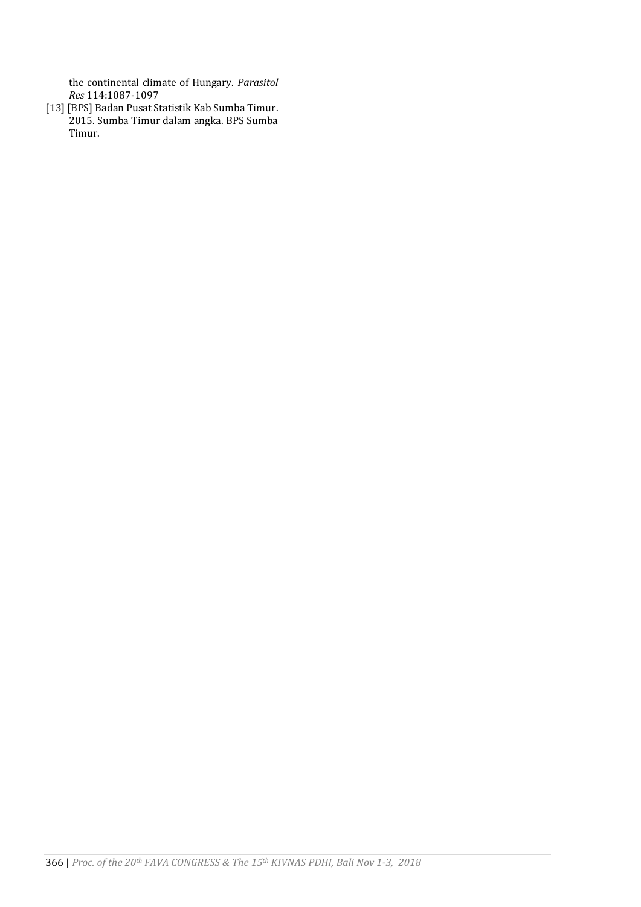the continental climate of Hungary. *Parasitol Res* 114:1087-1097

[13] [BPS] Badan Pusat Statistik Kab Sumba Timur. 2015. Sumba Timur dalam angka. BPS Sumba Timur.